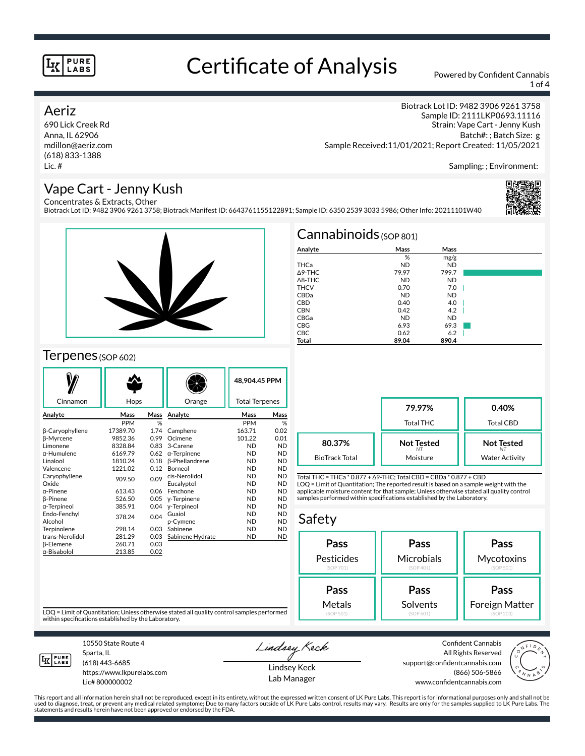# Certificate of Analysis

Powered by Confident Cannabis

## Aeriz

690 Lick Creek Rd
Anna, IL 62906
mdillon@aeriz.com
(618) 833-1388
Lic. #

Biotrack Lot ID: 9482 3906 9261 3758
Sample ID: 2111LKP0693.11116
Strain: Vape Cart - Jenny Kush
Batch#: ; Batch Size: g
Sample Received:11/01/2021; Report Created: 11/05/2021

Sampling: ; Environment:

## Vape Cart - Jenny Kush

Concentrates & Extracts, Other
Biotrack Lot ID: 9482 3906 9261 3758; Biotrack Manifest ID: 6643761155122891; Sample ID: 6350 2539 3033 5986; Other Info: 20211101W40

## Cannabinoids (SOP 801)

| Analyte | Mass | Mass |
|---|---|---|
| | % | mg/g |
| THCa | ND | ND |
| Δ9-THC | 79.97 | 799.7 |
| Δ8-THC | ND | ND |
| THCV | 0.70 | 7.0 |
| CBDa | ND | ND |
| CBD | 0.40 | 4.0 |
| CBN | 0.42 | 4.2 |
| CBGa | ND | ND |
| CBG | 6.93 | 69.3 |
| CBC | 0.62 | 6.2 |
| **Total** | **89.04** | **890.4** |

| | |
|---|---|
| **79.97%** | Total THC |
| **0.40%** | Total CBD |
| **80.37%** | BioTrack Total |
| **Not Tested** (NT) | Moisture |
| **Not Tested** (NT) | Water Activity |

Total THC = THCa * 0.877 + Δ9-THC; Total CBD = CBDa * 0.877 + CBD
LOQ = Limit of Quantitation; The reported result is based on a sample weight with the applicable moisture content for that sample; Unless otherwise stated all quality control samples performed within specifications established by the Laboratory.

## Terpenes (SOP 602)

Cinnamon | Hops | Orange | **48,904.45 PPM** Total Terpenes

| Analyte | Mass | Mass | Analyte | Mass | Mass |
|---|---|---|---|---|---|
| | PPM | % | | PPM | % |
| β-Caryophyllene | 17389.70 | 1.74 | Camphene | 163.71 | 0.02 |
| β-Myrcene | 9852.36 | 0.99 | Ocimene | 101.22 | 0.01 |
| Limonene | 8328.84 | 0.83 | 3-Carene | ND | ND |
| α-Humulene | 6169.79 | 0.62 | α-Terpinene | ND | ND |
| Linalool | 1810.24 | 0.18 | β-Phellandrene | ND | ND |
| Valencene | 1221.02 | 0.12 | Borneol | ND | ND |
| Caryophyllene Oxide | 909.50 | 0.09 | cis-Nerolidol | ND | ND |
| | | | Eucalyptol | ND | ND |
| α-Pinene | 613.43 | 0.06 | Fenchone | ND | ND |
| β-Pinene | 526.50 | 0.05 | γ-Terpinene | ND | ND |
| α-Terpineol | 385.91 | 0.04 | γ-Terpineol | ND | ND |
| Endo-Fenchyl Alcohol | 378.24 | 0.04 | Guaiol | ND | ND |
| | | | p-Cymene | ND | ND |
| Terpinolene | 298.14 | 0.03 | Sabinene | ND | ND |
| trans-Nerolidol | 281.29 | 0.03 | Sabinene Hydrate | ND | ND |
| β-Elemene | 260.71 | 0.03 | | | |
| α-Bisabolol | 213.85 | 0.02 | | | |

LOQ = Limit of Quantitation; Unless otherwise stated all quality control samples performed within specifications established by the Laboratory.

## Safety

| | | |
|---|---|---|
| **Pass** Pesticides (SOP 701) | **Pass** Microbials (SOP 401) | **Pass** Mycotoxins (SOP 501) |
| **Pass** Metals (SOP 501) | **Pass** Solvents (SOP 601) | **Pass** Foreign Matter (SOP 203) |

10550 State Route 4
Sparta, IL
(618) 443-6685
https://www.lkpurelabs.com
Lic# 800000002

Lindsey Keck
Lab Manager

Confident Cannabis
All Rights Reserved
support@confidentcannabis.com
(866) 506-5866
www.confidentcannabis.com

This report and all information herein shall not be reproduced, except in its entirety, without the expressed written consent of LK Pure Labs. This report is for informational purposes only and shall not be used to diagnose, treat, or prevent any medical related symptome; Due to many factors outside of LK Pure Labs control, results may vary. Results are only for the samples supplied to LK Pure Labs. The statements and results herein have not been approved or endorsed by the FDA.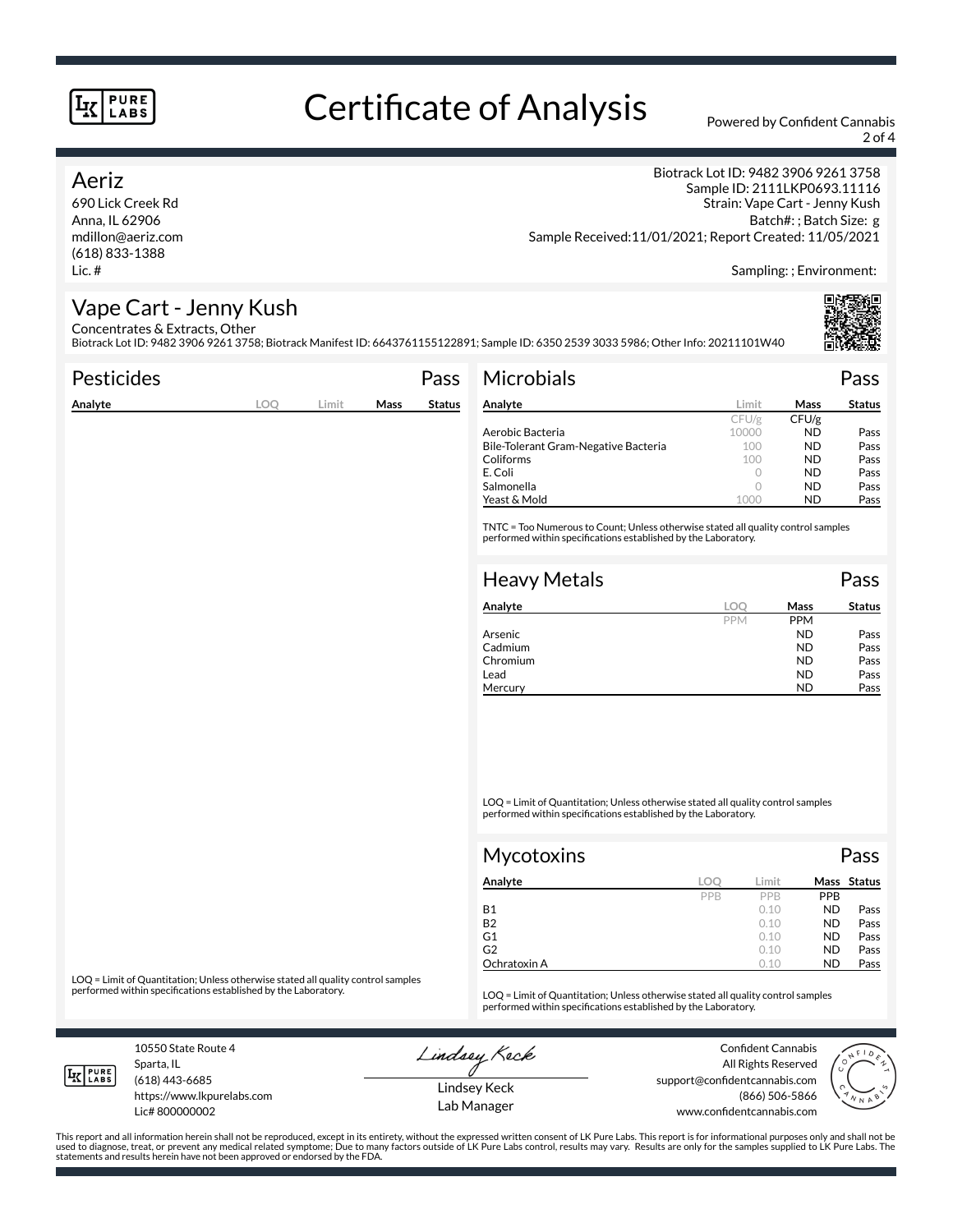# Certificate of Analysis

Powered by Confident Cannabis

## Aeriz

690 Lick Creek Rd
Anna, IL 62906
mdillon@aeriz.com
(618) 833-1388
Lic. #

Biotrack Lot ID: 9482 3906 9261 3758
Sample ID: 2111LKP0693.11116
Strain: Vape Cart - Jenny Kush
Batch#: ; Batch Size: g
Sample Received:11/01/2021; Report Created: 11/05/2021

Sampling: ; Environment:

## Vape Cart - Jenny Kush

Concentrates & Extracts, Other
Biotrack Lot ID: 9482 3906 9261 3758; Biotrack Manifest ID: 6643761155122891; Sample ID: 6350 2539 3033 5986; Other Info: 20211101W40

### Pesticides — Pass

| Analyte | LOQ | Limit | Mass | Status |
|---|---|---|---|---|

LOQ = Limit of Quantitation; Unless otherwise stated all quality control samples performed within specifications established by the Laboratory.

### Microbials — Pass

| Analyte | Limit | Mass | Status |
|---|---|---|---|
| | CFU/g | CFU/g | |
| Aerobic Bacteria | 10000 | ND | Pass |
| Bile-Tolerant Gram-Negative Bacteria | 100 | ND | Pass |
| Coliforms | 100 | ND | Pass |
| E. Coli | 0 | ND | Pass |
| Salmonella | 0 | ND | Pass |
| Yeast & Mold | 1000 | ND | Pass |

TNTC = Too Numerous to Count; Unless otherwise stated all quality control samples performed within specifications established by the Laboratory.

### Heavy Metals — Pass

| Analyte | LOQ | Mass | Status |
|---|---|---|---|
| | PPM | PPM | |
| Arsenic | | ND | Pass |
| Cadmium | | ND | Pass |
| Chromium | | ND | Pass |
| Lead | | ND | Pass |
| Mercury | | ND | Pass |

LOQ = Limit of Quantitation; Unless otherwise stated all quality control samples performed within specifications established by the Laboratory.

### Mycotoxins — Pass

| Analyte | LOQ | Limit | Mass | Status |
|---|---|---|---|---|
| | PPB | PPB | PPB | |
| B1 | | 0.10 | ND | Pass |
| B2 | | 0.10 | ND | Pass |
| G1 | | 0.10 | ND | Pass |
| G2 | | 0.10 | ND | Pass |
| Ochratoxin A | | 0.10 | ND | Pass |

LOQ = Limit of Quantitation; Unless otherwise stated all quality control samples performed within specifications established by the Laboratory.

10550 State Route 4
Sparta, IL
(618) 443-6685
https://www.lkpurelabs.com
Lic# 800000002

Lindsey Keck
Lab Manager

Confident Cannabis
All Rights Reserved
support@confidentcannabis.com
(866) 506-5866
www.confidentcannabis.com

This report and all information herein shall not be reproduced, except in its entirety, without the expressed written consent of LK Pure Labs. This report is for informational purposes only and shall not be used to diagnose, treat, or prevent any medical related symptome; Due to many factors outside of LK Pure Labs control, results may vary. Results are only for the samples supplied to LK Pure Labs. The statements and results herein have not been approved or endorsed by the FDA.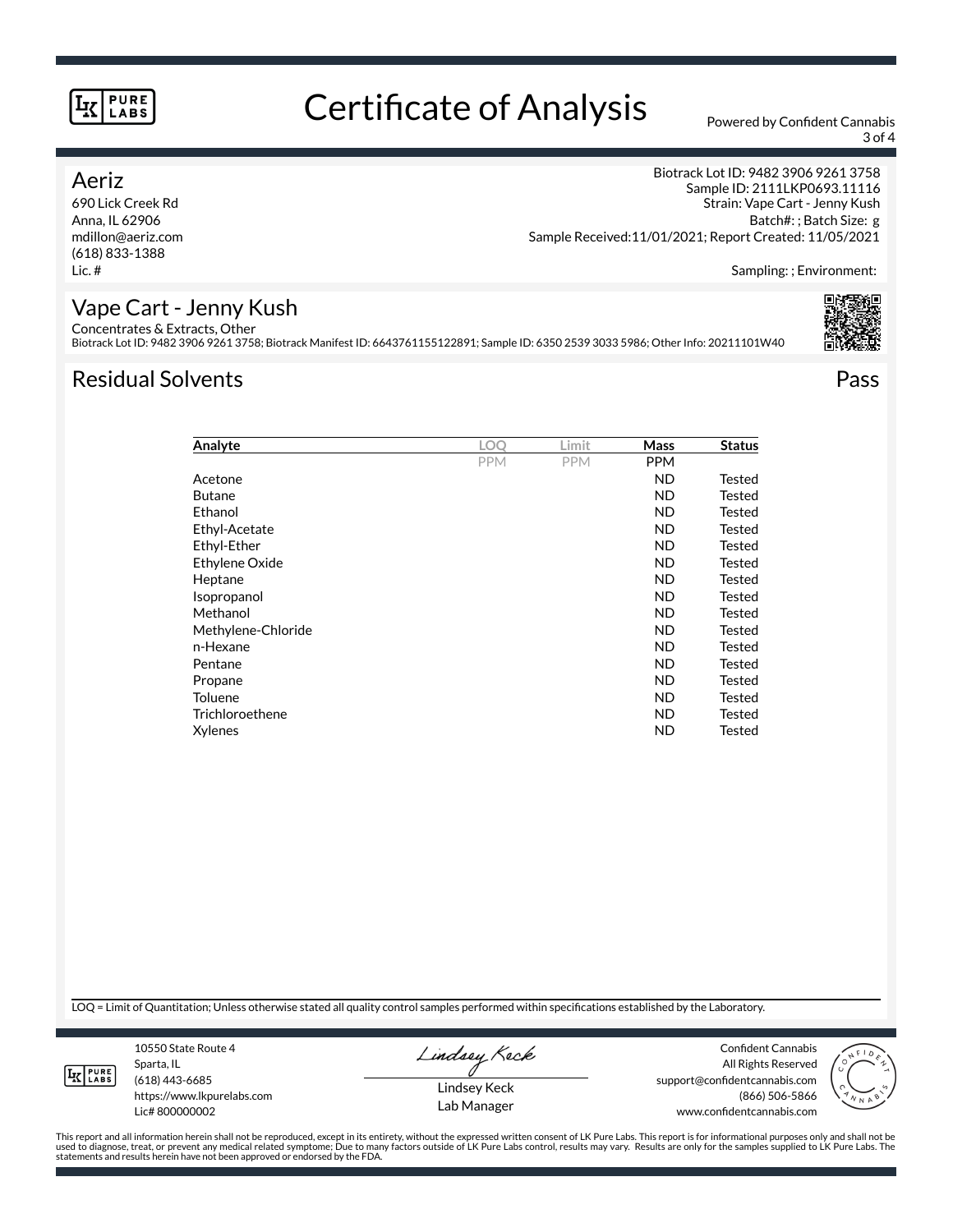# Certificate of Analysis

Powered by Confident Cannabis

**Aeriz**
690 Lick Creek Rd
Anna, IL 62906
mdillon@aeriz.com
(618) 833-1388
Lic. #

Biotrack Lot ID: 9482 3906 9261 3758
Sample ID: 2111LKP0693.11116
Strain: Vape Cart - Jenny Kush
Batch#: ; Batch Size: g
Sample Received:11/01/2021; Report Created: 11/05/2021

Sampling: ; Environment:

## Vape Cart - Jenny Kush

Concentrates & Extracts, Other
Biotrack Lot ID: 9482 3906 9261 3758; Biotrack Manifest ID: 6643761155122891; Sample ID: 6350 2539 3033 5986; Other Info: 20211101W40

## Residual Solvents — Pass

| Analyte | LOQ | Limit | Mass | Status |
|---|---|---|---|---|
| | PPM | PPM | PPM | |
| Acetone | | | ND | Tested |
| Butane | | | ND | Tested |
| Ethanol | | | ND | Tested |
| Ethyl-Acetate | | | ND | Tested |
| Ethyl-Ether | | | ND | Tested |
| Ethylene Oxide | | | ND | Tested |
| Heptane | | | ND | Tested |
| Isopropanol | | | ND | Tested |
| Methanol | | | ND | Tested |
| Methylene-Chloride | | | ND | Tested |
| n-Hexane | | | ND | Tested |
| Pentane | | | ND | Tested |
| Propane | | | ND | Tested |
| Toluene | | | ND | Tested |
| Trichloroethene | | | ND | Tested |
| Xylenes | | | ND | Tested |

LOQ = Limit of Quantitation; Unless otherwise stated all quality control samples performed within specifications established by the Laboratory.

10550 State Route 4
Sparta, IL
(618) 443-6685
https://www.lkpurelabs.com
Lic# 800000002

Lindsey Keck
Lab Manager

Confident Cannabis
All Rights Reserved
support@confidentcannabis.com
(866) 506-5866
www.confidentcannabis.com

This report and all information herein shall not be reproduced, except in its entirety, without the expressed written consent of LK Pure Labs. This report is for informational purposes only and shall not be used to diagnose, treat, or prevent any medical related symptome; Due to many factors outside of LK Pure Labs control, results may vary. Results are only for the samples supplied to LK Pure Labs. The statements and results herein have not been approved or endorsed by the FDA.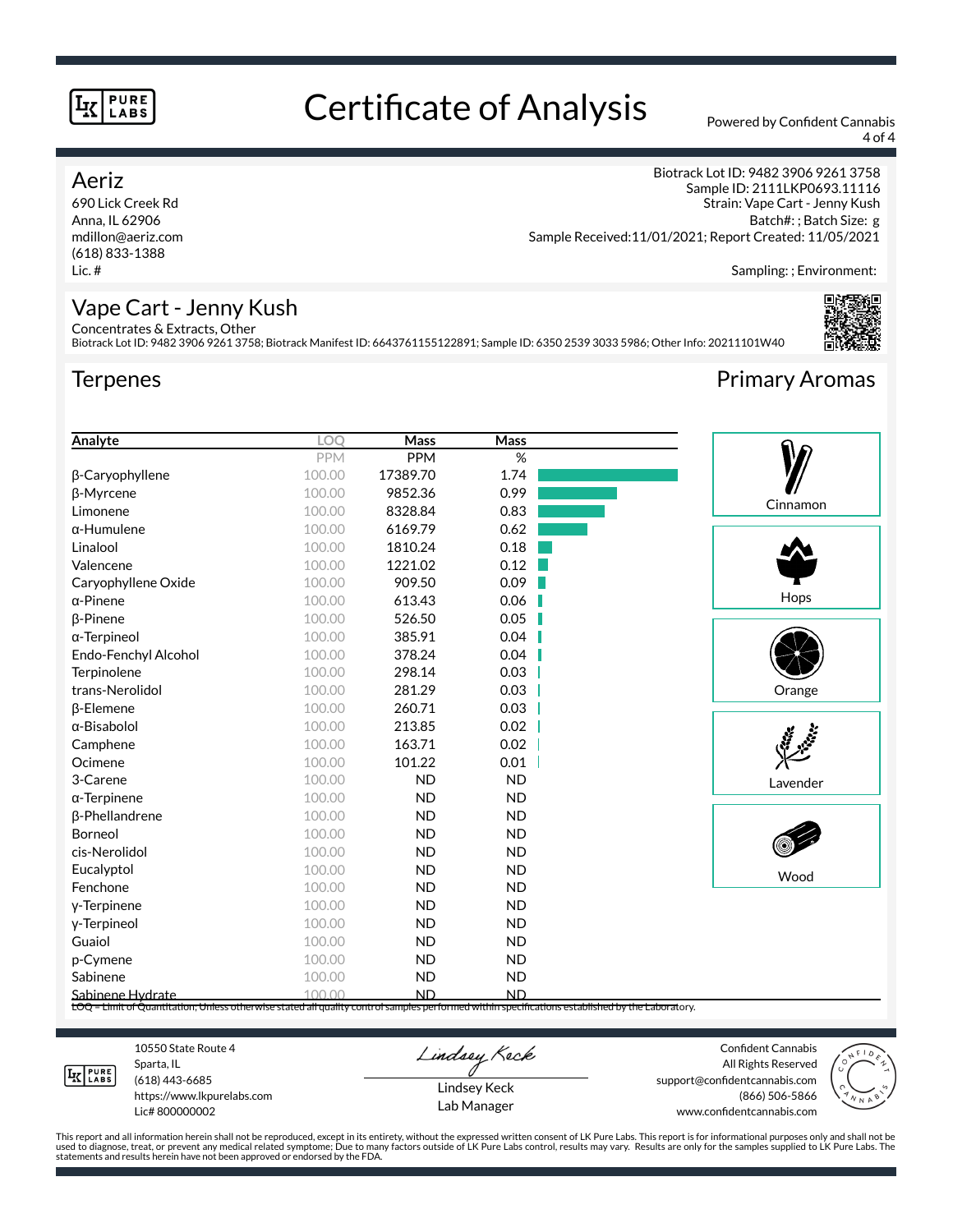# Certificate of Analysis

Powered by Confident Cannabis

## Aeriz

690 Lick Creek Rd
Anna, IL 62906
mdillon@aeriz.com
(618) 833-1388
Lic. #

Biotrack Lot ID: 9482 3906 9261 3758
Sample ID: 2111LKP0693.11116
Strain: Vape Cart - Jenny Kush
Batch#: ; Batch Size: g
Sample Received:11/01/2021; Report Created: 11/05/2021

Sampling: ; Environment:

## Vape Cart - Jenny Kush

Concentrates & Extracts, Other
Biotrack Lot ID: 9482 3906 9261 3758; Biotrack Manifest ID: 6643761155122891; Sample ID: 6350 2539 3033 5986; Other Info: 20211101W40

## Terpenes

| Analyte | LOQ | Mass | Mass |
|---|---|---|---|
| | PPM | PPM | % |
| β-Caryophyllene | 100.00 | 17389.70 | 1.74 |
| β-Myrcene | 100.00 | 9852.36 | 0.99 |
| Limonene | 100.00 | 8328.84 | 0.83 |
| α-Humulene | 100.00 | 6169.79 | 0.62 |
| Linalool | 100.00 | 1810.24 | 0.18 |
| Valencene | 100.00 | 1221.02 | 0.12 |
| Caryophyllene Oxide | 100.00 | 909.50 | 0.09 |
| α-Pinene | 100.00 | 613.43 | 0.06 |
| β-Pinene | 100.00 | 526.50 | 0.05 |
| α-Terpineol | 100.00 | 385.91 | 0.04 |
| Endo-Fenchyl Alcohol | 100.00 | 378.24 | 0.04 |
| Terpinolene | 100.00 | 298.14 | 0.03 |
| trans-Nerolidol | 100.00 | 281.29 | 0.03 |
| β-Elemene | 100.00 | 260.71 | 0.03 |
| α-Bisabolol | 100.00 | 213.85 | 0.02 |
| Camphene | 100.00 | 163.71 | 0.02 |
| Ocimene | 100.00 | 101.22 | 0.01 |
| 3-Carene | 100.00 | ND | ND |
| α-Terpinene | 100.00 | ND | ND |
| β-Phellandrene | 100.00 | ND | ND |
| Borneol | 100.00 | ND | ND |
| cis-Nerolidol | 100.00 | ND | ND |
| Eucalyptol | 100.00 | ND | ND |
| Fenchone | 100.00 | ND | ND |
| γ-Terpinene | 100.00 | ND | ND |
| γ-Terpineol | 100.00 | ND | ND |
| Guaiol | 100.00 | ND | ND |
| p-Cymene | 100.00 | ND | ND |
| Sabinene | 100.00 | ND | ND |
| Sabinene Hydrate | 100.00 | ND | ND |

LOQ = Limit of Quantitation; Unless otherwise stated all quality control samples performed within specifications established by the Laboratory.

## Primary Aromas

Cinnamon

Hops

Orange

Lavender

Wood

10550 State Route 4
Sparta, IL
(618) 443-6685
https://www.lkpurelabs.com
Lic# 800000002

Lindsey Keck
Lab Manager

Confident Cannabis
All Rights Reserved
support@confidentcannabis.com
(866) 506-5866
www.confidentcannabis.com

This report and all information herein shall not be reproduced, except in its entirety, without the expressed written consent of LK Pure Labs. This report is for informational purposes only and shall not be used to diagnose, treat, or prevent any medical related symptome; Due to many factors outside of LK Pure Labs control, results may vary. Results are only for the samples supplied to LK Pure Labs. The statements and results herein have not been approved or endorsed by the FDA.